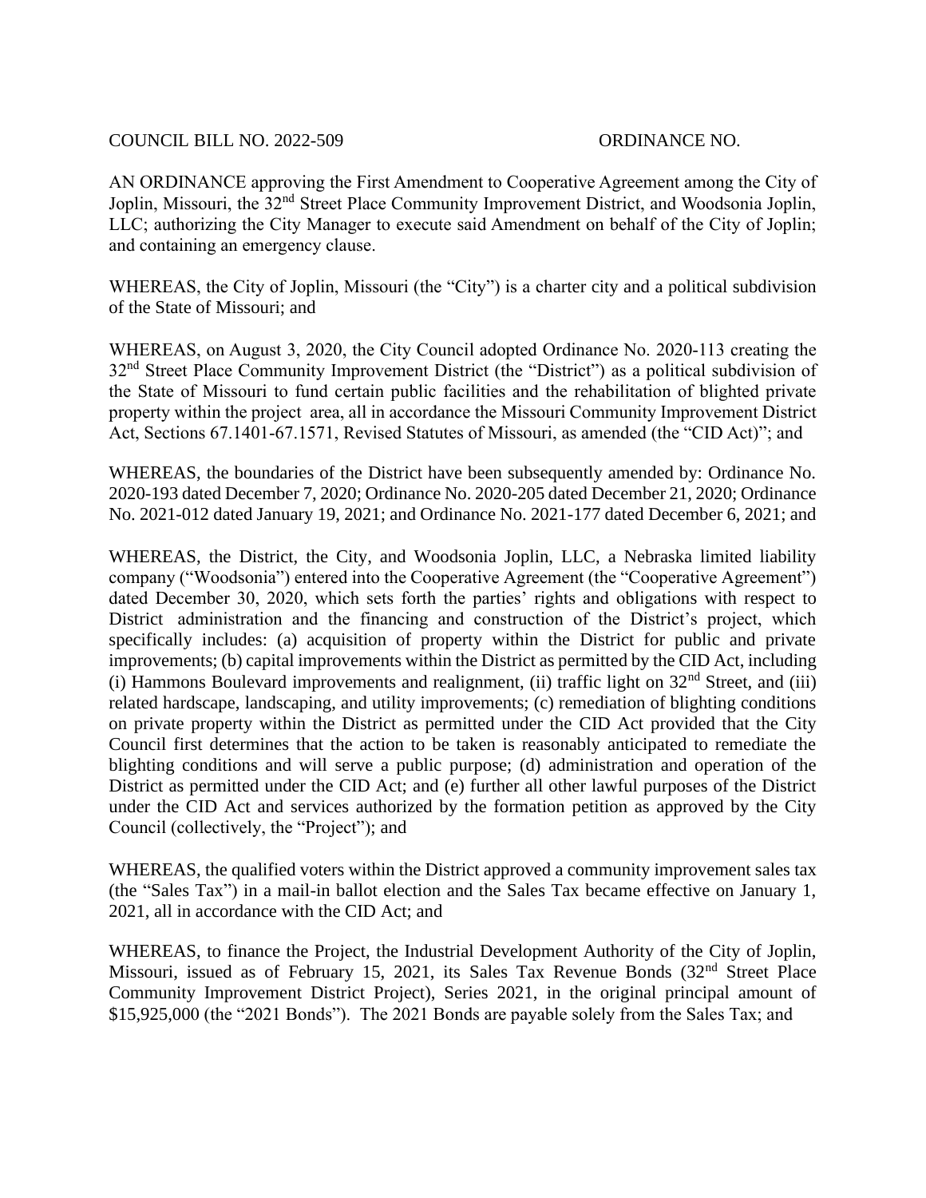COUNCIL BILL NO. 2022-509 ORDINANCE NO.

AN ORDINANCE approving the First Amendment to Cooperative Agreement among the City of Joplin, Missouri, the 32nd Street Place Community Improvement District, and Woodsonia Joplin, LLC; authorizing the City Manager to execute said Amendment on behalf of the City of Joplin; and containing an emergency clause.

WHEREAS, the City of Joplin, Missouri (the "City") is a charter city and a political subdivision of the State of Missouri; and

WHEREAS, on August 3, 2020, the City Council adopted Ordinance No. 2020-113 creating the 32nd Street Place Community Improvement District (the "District") as a political subdivision of the State of Missouri to fund certain public facilities and the rehabilitation of blighted private property within the project area, all in accordance the Missouri Community Improvement District Act, Sections 67.1401-67.1571, Revised Statutes of Missouri, as amended (the "CID Act)"; and

WHEREAS, the boundaries of the District have been subsequently amended by: Ordinance No. 2020-193 dated December 7, 2020; Ordinance No. 2020-205 dated December 21, 2020; Ordinance No. 2021-012 dated January 19, 2021; and Ordinance No. 2021-177 dated December 6, 2021; and

WHEREAS, the District, the City, and Woodsonia Joplin, LLC, a Nebraska limited liability company ("Woodsonia") entered into the Cooperative Agreement (the "Cooperative Agreement") dated December 30, 2020, which sets forth the parties' rights and obligations with respect to District administration and the financing and construction of the District's project, which specifically includes: (a) acquisition of property within the District for public and private improvements; (b) capital improvements within the District as permitted by the CID Act, including (i) Hammons Boulevard improvements and realignment, (ii) traffic light on 32nd Street, and (iii) related hardscape, landscaping, and utility improvements; (c) remediation of blighting conditions on private property within the District as permitted under the CID Act provided that the City Council first determines that the action to be taken is reasonably anticipated to remediate the blighting conditions and will serve a public purpose; (d) administration and operation of the District as permitted under the CID Act; and (e) further all other lawful purposes of the District under the CID Act and services authorized by the formation petition as approved by the City Council (collectively, the "Project"); and

WHEREAS, the qualified voters within the District approved a community improvement sales tax (the "Sales Tax") in a mail-in ballot election and the Sales Tax became effective on January 1, 2021, all in accordance with the CID Act; and

WHEREAS, to finance the Project, the Industrial Development Authority of the City of Joplin, Missouri, issued as of February 15, 2021, its Sales Tax Revenue Bonds (32nd Street Place Community Improvement District Project), Series 2021, in the original principal amount of $15,925,000 (the "2021 Bonds"). The 2021 Bonds are payable solely from the Sales Tax; and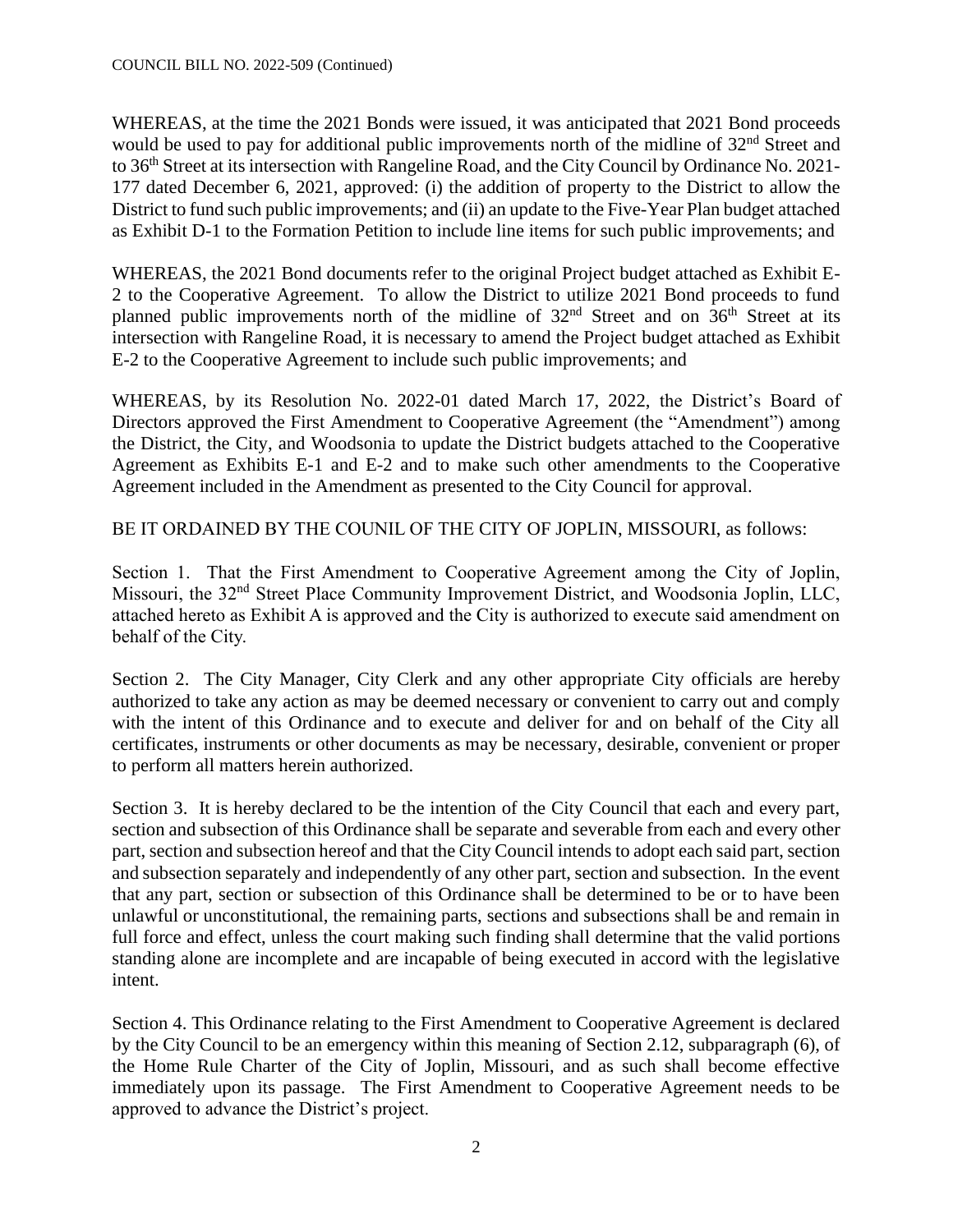WHEREAS, at the time the 2021 Bonds were issued, it was anticipated that 2021 Bond proceeds would be used to pay for additional public improvements north of the midline of 32nd Street and to 36th Street at its intersection with Rangeline Road, and the City Council by Ordinance No. 2021-177 dated December 6, 2021, approved: (i) the addition of property to the District to allow the District to fund such public improvements; and (ii) an update to the Five-Year Plan budget attached as Exhibit D-1 to the Formation Petition to include line items for such public improvements; and

WHEREAS, the 2021 Bond documents refer to the original Project budget attached as Exhibit E-2 to the Cooperative Agreement. To allow the District to utilize 2021 Bond proceeds to fund planned public improvements north of the midline of 32nd Street and on 36th Street at its intersection with Rangeline Road, it is necessary to amend the Project budget attached as Exhibit E-2 to the Cooperative Agreement to include such public improvements; and

WHEREAS, by its Resolution No. 2022-01 dated March 17, 2022, the District's Board of Directors approved the First Amendment to Cooperative Agreement (the "Amendment") among the District, the City, and Woodsonia to update the District budgets attached to the Cooperative Agreement as Exhibits E-1 and E-2 and to make such other amendments to the Cooperative Agreement included in the Amendment as presented to the City Council for approval.

BE IT ORDAINED BY THE COUNIL OF THE CITY OF JOPLIN, MISSOURI, as follows:

Section 1. That the First Amendment to Cooperative Agreement among the City of Joplin, Missouri, the 32nd Street Place Community Improvement District, and Woodsonia Joplin, LLC, attached hereto as Exhibit A is approved and the City is authorized to execute said amendment on behalf of the City.

Section 2. The City Manager, City Clerk and any other appropriate City officials are hereby authorized to take any action as may be deemed necessary or convenient to carry out and comply with the intent of this Ordinance and to execute and deliver for and on behalf of the City all certificates, instruments or other documents as may be necessary, desirable, convenient or proper to perform all matters herein authorized.

Section 3. It is hereby declared to be the intention of the City Council that each and every part, section and subsection of this Ordinance shall be separate and severable from each and every other part, section and subsection hereof and that the City Council intends to adopt each said part, section and subsection separately and independently of any other part, section and subsection. In the event that any part, section or subsection of this Ordinance shall be determined to be or to have been unlawful or unconstitutional, the remaining parts, sections and subsections shall be and remain in full force and effect, unless the court making such finding shall determine that the valid portions standing alone are incomplete and are incapable of being executed in accord with the legislative intent.

Section 4. This Ordinance relating to the First Amendment to Cooperative Agreement is declared by the City Council to be an emergency within this meaning of Section 2.12, subparagraph (6), of the Home Rule Charter of the City of Joplin, Missouri, and as such shall become effective immediately upon its passage. The First Amendment to Cooperative Agreement needs to be approved to advance the District's project.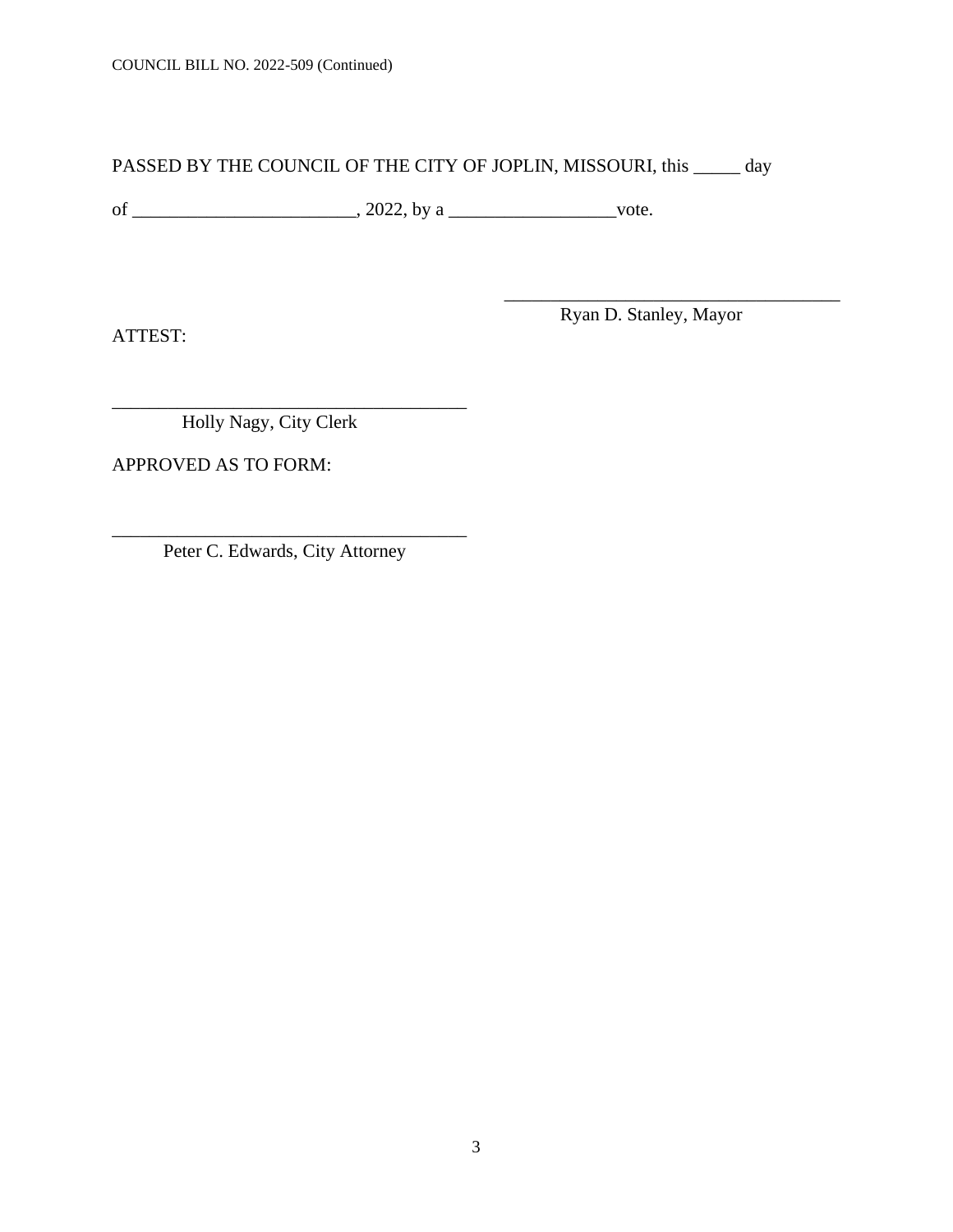PASSED BY THE COUNCIL OF THE CITY OF JOPLIN, MISSOURI, this _____ day of ________________________, 2022, by a __________________vote.

_____________________________________
Ryan D. Stanley, Mayor

ATTEST:

_______________________________________
Holly Nagy, City Clerk

APPROVED AS TO FORM:

_______________________________________
Peter C. Edwards, City Attorney